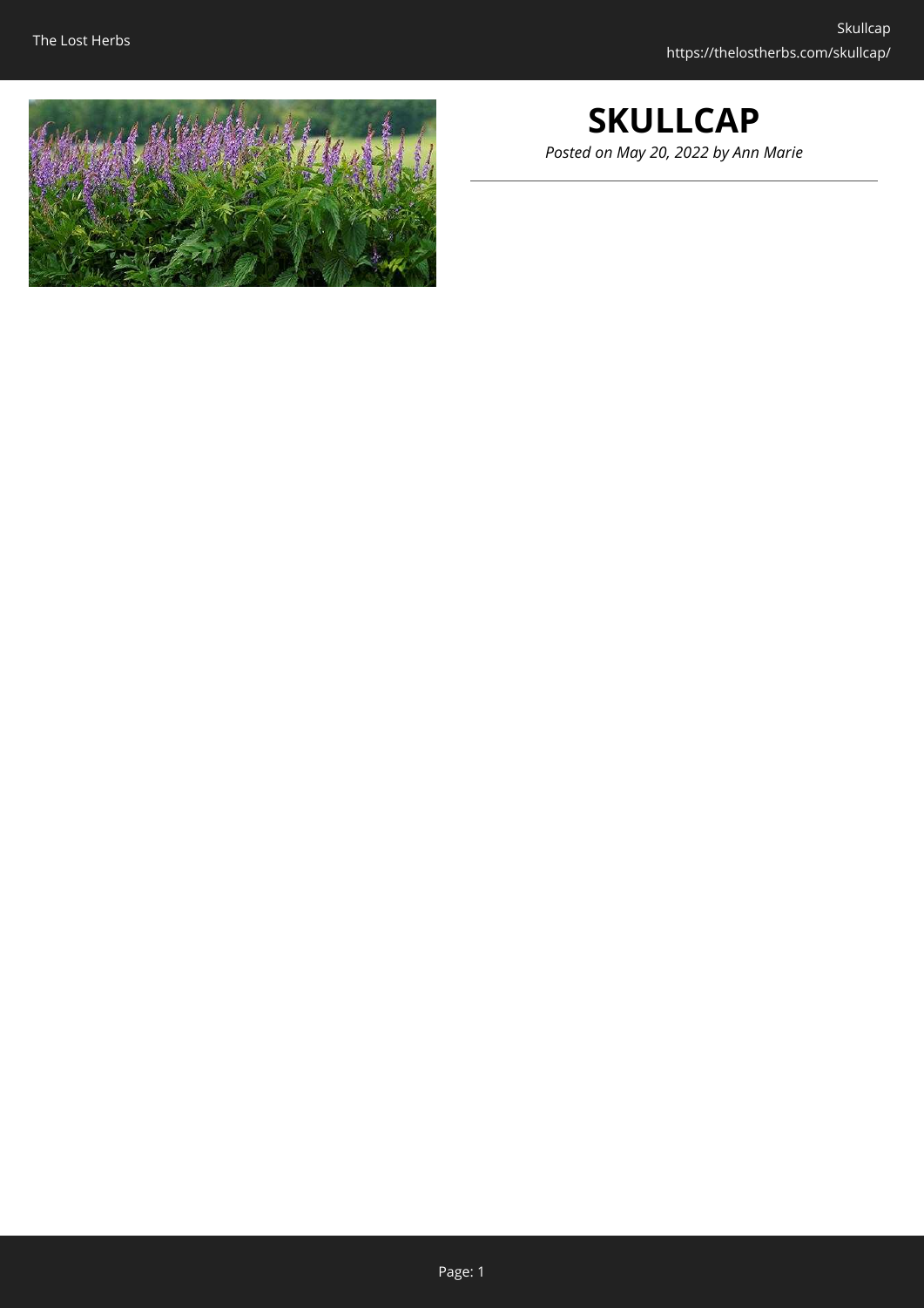# SKULLCAP

*Posted on May 20, 2022 by Ann Marie*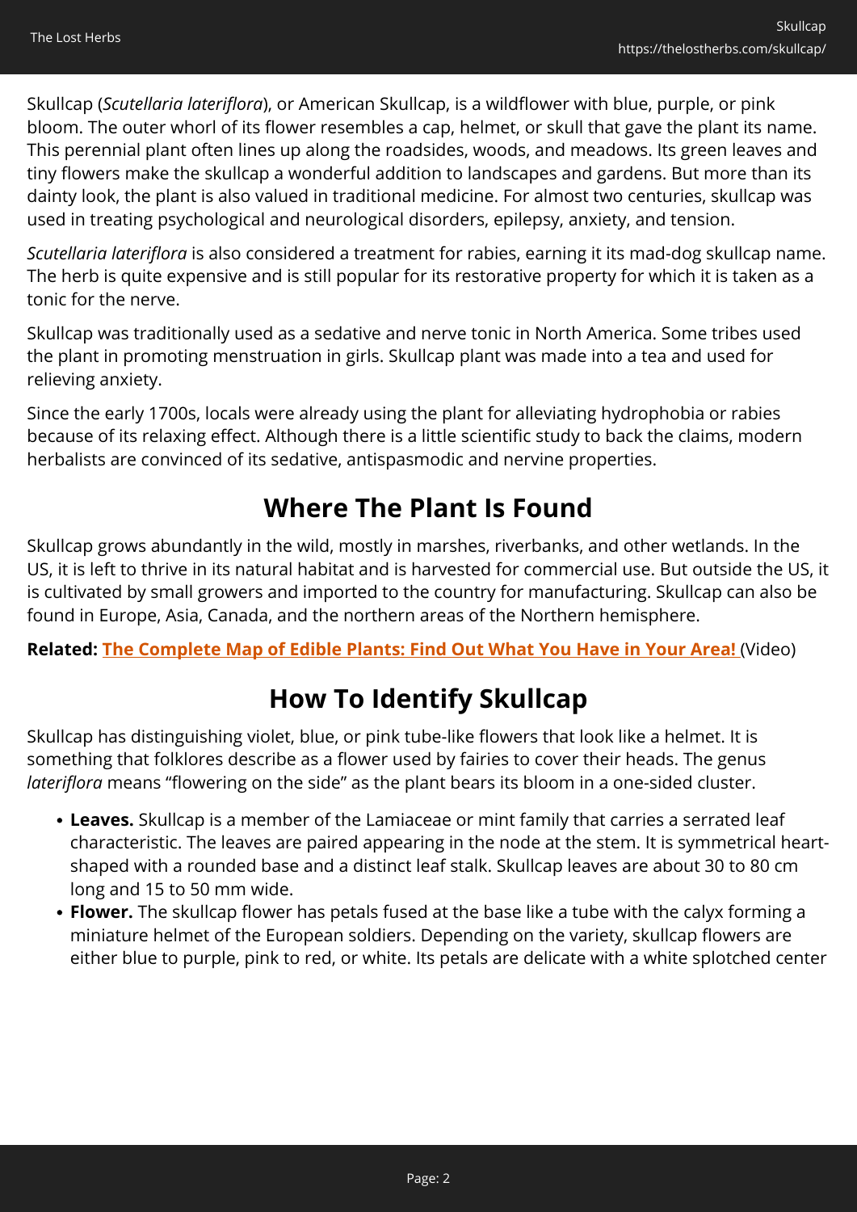Skullcap (*Scutellaria lateriflora*), or American Skullcap, is a wildflower with blue, purple, or pink bloom. The outer whorl of its flower resembles a cap, helmet, or skull that gave the plant its name. This perennial plant often lines up along the roadsides, woods, and meadows. Its green leaves and tiny flowers make the skullcap a wonderful addition to landscapes and gardens. But more than its dainty look, the plant is also valued in traditional medicine. For almost two centuries, skullcap was used in treating psychological and neurological disorders, epilepsy, anxiety, and tension.

*Scutellaria lateriflora* is also considered a treatment for rabies, earning it its mad-dog skullcap name. The herb is quite expensive and is still popular for its restorative property for which it is taken as a tonic for the nerve.

Skullcap was traditionally used as a sedative and nerve tonic in North America. Some tribes used the plant in promoting menstruation in girls. Skullcap plant was made into a tea and used for relieving anxiety.

Since the early 1700s, locals were already using the plant for alleviating hydrophobia or rabies because of its relaxing effect. Although there is a little scientific study to back the claims, modern herbalists are convinced of its sedative, antispasmodic and nervine properties.

## Where The Plant Is Found

Skullcap grows abundantly in the wild, mostly in marshes, riverbanks, and other wetlands. In the US, it is left to thrive in its natural habitat and is harvested for commercial use. But outside the US, it is cultivated by small growers and imported to the country for manufacturing. Skullcap can also be found in Europe, Asia, Canada, and the northern areas of the Northern hemisphere.

**Related:** The Complete Map of Edible Plants: Find Out What You Have in Your Area! (Video)

## How To Identify Skullcap

Skullcap has distinguishing violet, blue, or pink tube-like flowers that look like a helmet. It is something that folklores describe as a flower used by fairies to cover their heads. The genus *lateriflora* means "flowering on the side" as the plant bears its bloom in a one-sided cluster.

- **Leaves.** Skullcap is a member of the Lamiaceae or mint family that carries a serrated leaf characteristic. The leaves are paired appearing in the node at the stem. It is symmetrical heart-shaped with a rounded base and a distinct leaf stalk. Skullcap leaves are about 30 to 80 cm long and 15 to 50 mm wide.
- **Flower.** The skullcap flower has petals fused at the base like a tube with the calyx forming a miniature helmet of the European soldiers. Depending on the variety, skullcap flowers are either blue to purple, pink to red, or white. Its petals are delicate with a white splotched center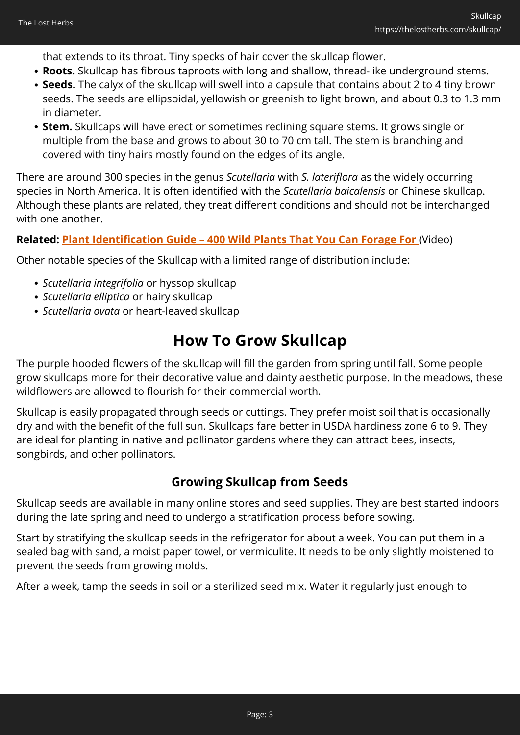that extends to its throat. Tiny specks of hair cover the skullcap flower.

- **Roots.** Skullcap has fibrous taproots with long and shallow, thread-like underground stems.
- **Seeds.** The calyx of the skullcap will swell into a capsule that contains about 2 to 4 tiny brown seeds. The seeds are ellipsoidal, yellowish or greenish to light brown, and about 0.3 to 1.3 mm in diameter.
- **Stem.** Skullcaps will have erect or sometimes reclining square stems. It grows single or multiple from the base and grows to about 30 to 70 cm tall. The stem is branching and covered with tiny hairs mostly found on the edges of its angle.

There are around 300 species in the genus *Scutellaria* with *S. lateriflora* as the widely occurring species in North America. It is often identified with the *Scutellaria baicalensis* or Chinese skullcap. Although these plants are related, they treat different conditions and should not be interchanged with one another.

**Related: Plant Identification Guide – 400 Wild Plants That You Can Forage For** (Video)

Other notable species of the Skullcap with a limited range of distribution include:

- *Scutellaria integrifolia* or hyssop skullcap
- *Scutellaria elliptica* or hairy skullcap
- *Scutellaria ovata* or heart-leaved skullcap

## How To Grow Skullcap

The purple hooded flowers of the skullcap will fill the garden from spring until fall. Some people grow skullcaps more for their decorative value and dainty aesthetic purpose. In the meadows, these wildflowers are allowed to flourish for their commercial worth.

Skullcap is easily propagated through seeds or cuttings. They prefer moist soil that is occasionally dry and with the benefit of the full sun. Skullcaps fare better in USDA hardiness zone 6 to 9. They are ideal for planting in native and pollinator gardens where they can attract bees, insects, songbirds, and other pollinators.

### Growing Skullcap from Seeds

Skullcap seeds are available in many online stores and seed supplies. They are best started indoors during the late spring and need to undergo a stratification process before sowing.

Start by stratifying the skullcap seeds in the refrigerator for about a week. You can put them in a sealed bag with sand, a moist paper towel, or vermiculite. It needs to be only slightly moistened to prevent the seeds from growing molds.

After a week, tamp the seeds in soil or a sterilized seed mix. Water it regularly just enough to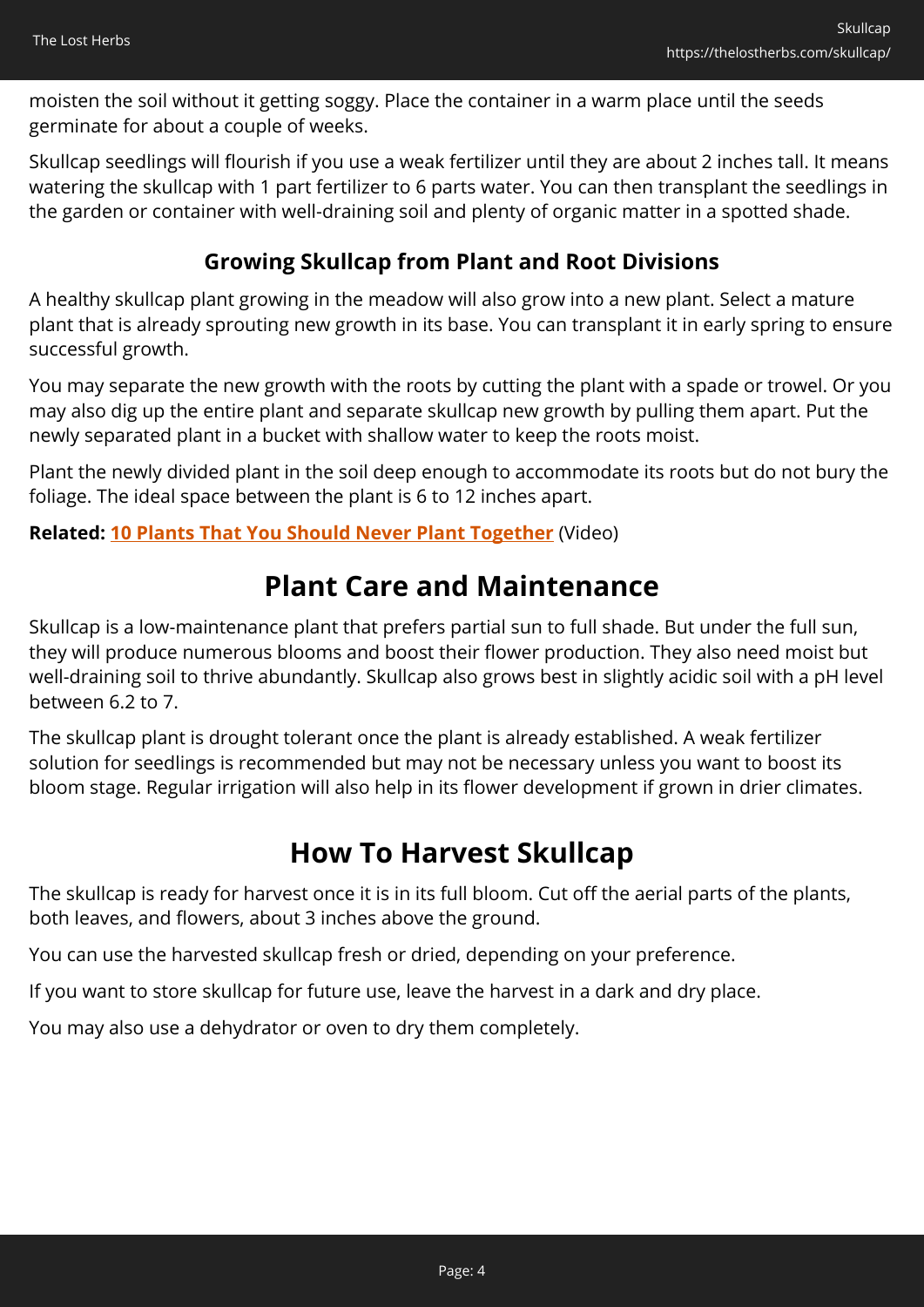moisten the soil without it getting soggy. Place the container in a warm place until the seeds germinate for about a couple of weeks.

Skullcap seedlings will flourish if you use a weak fertilizer until they are about 2 inches tall. It means watering the skullcap with 1 part fertilizer to 6 parts water. You can then transplant the seedlings in the garden or container with well-draining soil and plenty of organic matter in a spotted shade.

### Growing Skullcap from Plant and Root Divisions

A healthy skullcap plant growing in the meadow will also grow into a new plant. Select a mature plant that is already sprouting new growth in its base. You can transplant it in early spring to ensure successful growth.

You may separate the new growth with the roots by cutting the plant with a spade or trowel. Or you may also dig up the entire plant and separate skullcap new growth by pulling them apart. Put the newly separated plant in a bucket with shallow water to keep the roots moist.

Plant the newly divided plant in the soil deep enough to accommodate its roots but do not bury the foliage. The ideal space between the plant is 6 to 12 inches apart.

**Related: 10 Plants That You Should Never Plant Together** (Video)

## Plant Care and Maintenance

Skullcap is a low-maintenance plant that prefers partial sun to full shade. But under the full sun, they will produce numerous blooms and boost their flower production. They also need moist but well-draining soil to thrive abundantly. Skullcap also grows best in slightly acidic soil with a pH level between 6.2 to 7.

The skullcap plant is drought tolerant once the plant is already established. A weak fertilizer solution for seedlings is recommended but may not be necessary unless you want to boost its bloom stage. Regular irrigation will also help in its flower development if grown in drier climates.

## How To Harvest Skullcap

The skullcap is ready for harvest once it is in its full bloom. Cut off the aerial parts of the plants, both leaves, and flowers, about 3 inches above the ground.

You can use the harvested skullcap fresh or dried, depending on your preference.

If you want to store skullcap for future use, leave the harvest in a dark and dry place.

You may also use a dehydrator or oven to dry them completely.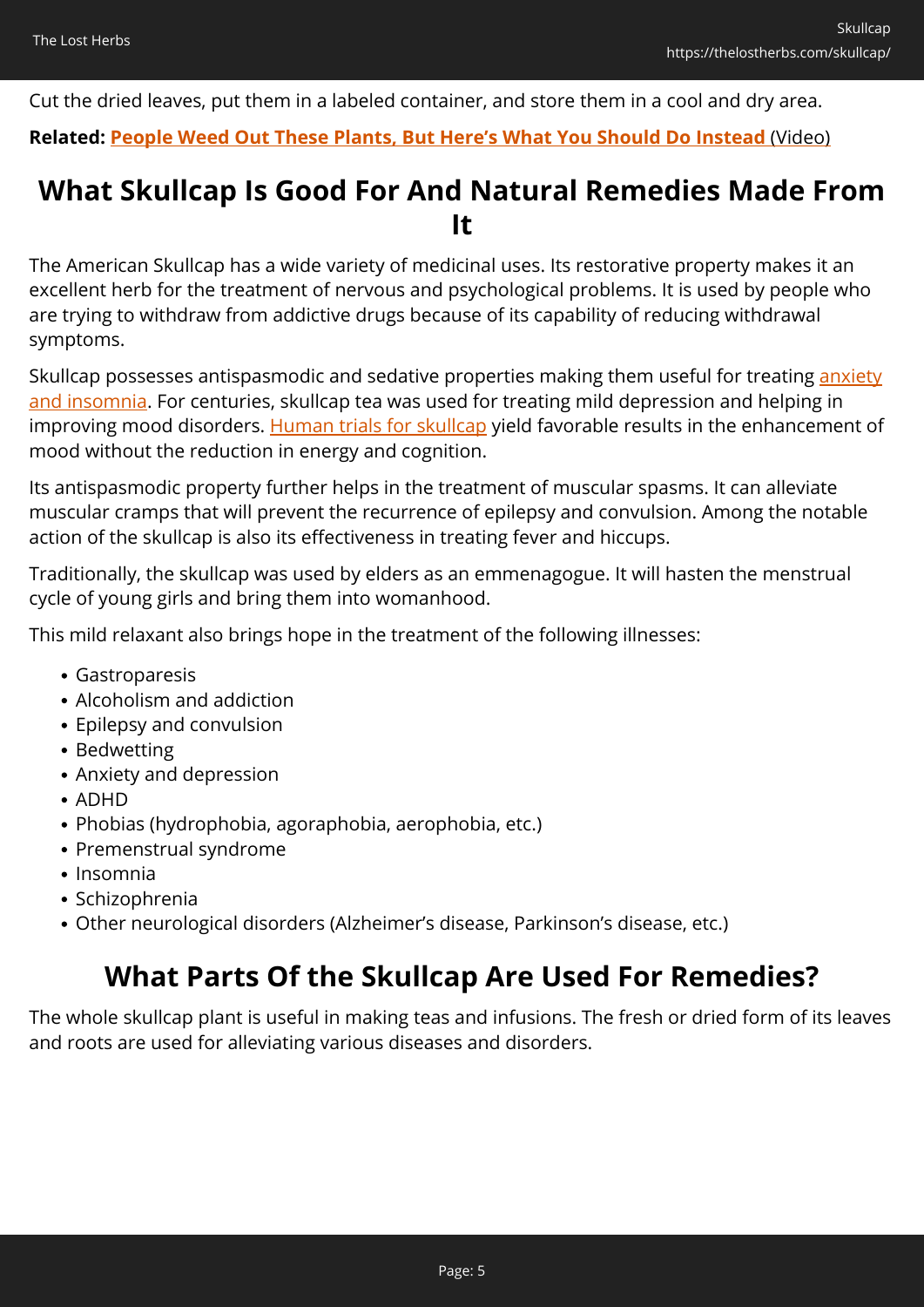Cut the dried leaves, put them in a labeled container, and store them in a cool and dry area.

**Related: People Weed Out These Plants, But Here's What You Should Do Instead** (Video)

## What Skullcap Is Good For And Natural Remedies Made From It

The American Skullcap has a wide variety of medicinal uses. Its restorative property makes it an excellent herb for the treatment of nervous and psychological problems. It is used by people who are trying to withdraw from addictive drugs because of its capability of reducing withdrawal symptoms.

Skullcap possesses antispasmodic and sedative properties making them useful for treating anxiety and insomnia. For centuries, skullcap tea was used for treating mild depression and helping in improving mood disorders. Human trials for skullcap yield favorable results in the enhancement of mood without the reduction in energy and cognition.

Its antispasmodic property further helps in the treatment of muscular spasms. It can alleviate muscular cramps that will prevent the recurrence of epilepsy and convulsion. Among the notable action of the skullcap is also its effectiveness in treating fever and hiccups.

Traditionally, the skullcap was used by elders as an emmenagogue. It will hasten the menstrual cycle of young girls and bring them into womanhood.

This mild relaxant also brings hope in the treatment of the following illnesses:

- Gastroparesis
- Alcoholism and addiction
- Epilepsy and convulsion
- Bedwetting
- Anxiety and depression
- ADHD
- Phobias (hydrophobia, agoraphobia, aerophobia, etc.)
- Premenstrual syndrome
- Insomnia
- Schizophrenia
- Other neurological disorders (Alzheimer's disease, Parkinson's disease, etc.)

## What Parts Of the Skullcap Are Used For Remedies?

The whole skullcap plant is useful in making teas and infusions. The fresh or dried form of its leaves and roots are used for alleviating various diseases and disorders.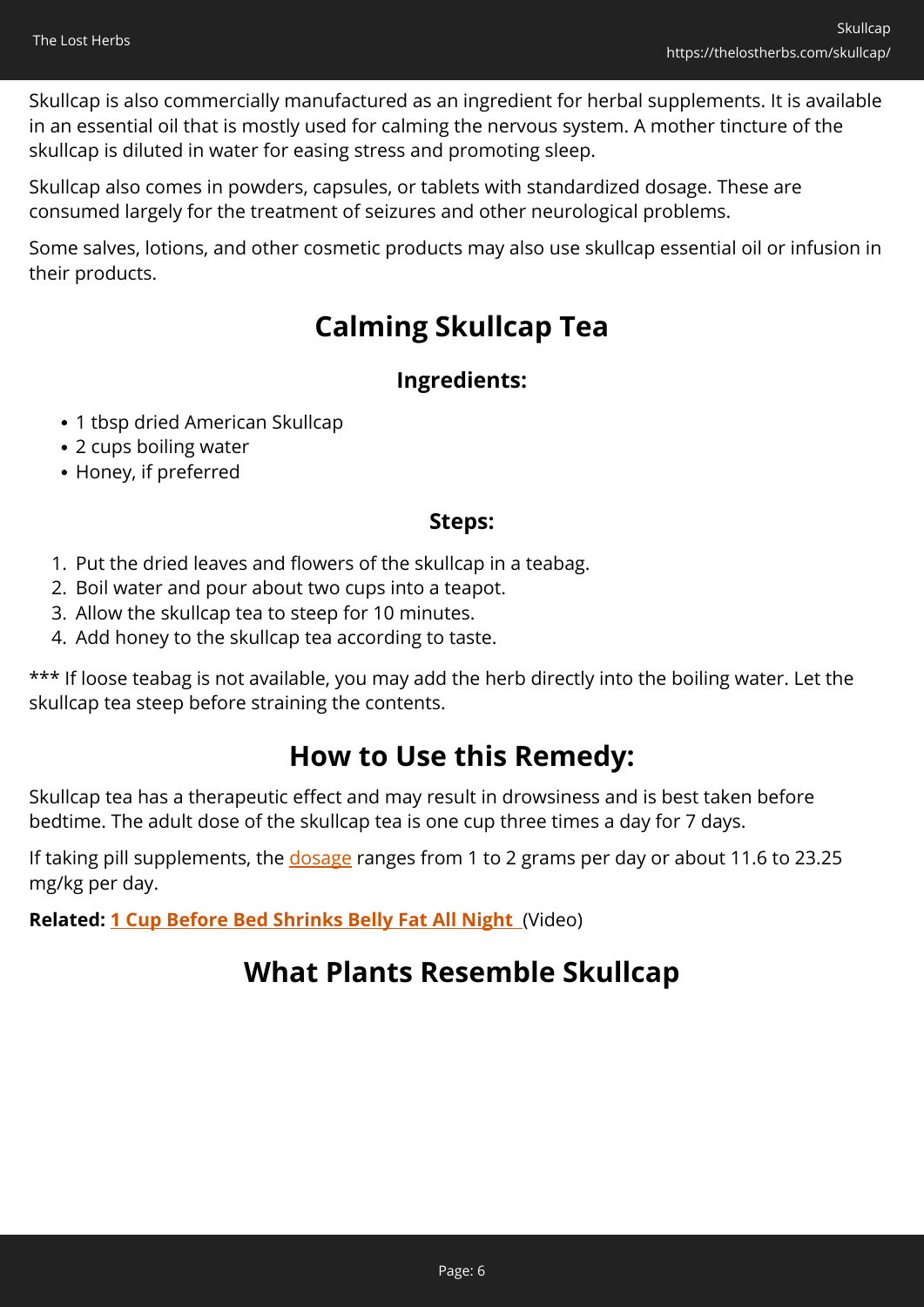Skullcap is also commercially manufactured as an ingredient for herbal supplements. It is available in an essential oil that is mostly used for calming the nervous system. A mother tincture of the skullcap is diluted in water for easing stress and promoting sleep.

Skullcap also comes in powders, capsules, or tablets with standardized dosage. These are consumed largely for the treatment of seizures and other neurological problems.

Some salves, lotions, and other cosmetic products may also use skullcap essential oil or infusion in their products.

## Calming Skullcap Tea

### Ingredients:

- 1 tbsp dried American Skullcap
- 2 cups boiling water
- Honey, if preferred

### Steps:

1. Put the dried leaves and flowers of the skullcap in a teabag.
2. Boil water and pour about two cups into a teapot.
3. Allow the skullcap tea to steep for 10 minutes.
4. Add honey to the skullcap tea according to taste.

*** If loose teabag is not available, you may add the herb directly into the boiling water. Let the skullcap tea steep before straining the contents.

## How to Use this Remedy:

Skullcap tea has a therapeutic effect and may result in drowsiness and is best taken before bedtime. The adult dose of the skullcap tea is one cup three times a day for 7 days.

If taking pill supplements, the dosage ranges from 1 to 2 grams per day or about 11.6 to 23.25 mg/kg per day.

**Related: 1 Cup Before Bed Shrinks Belly Fat All Night** (Video)

## What Plants Resemble Skullcap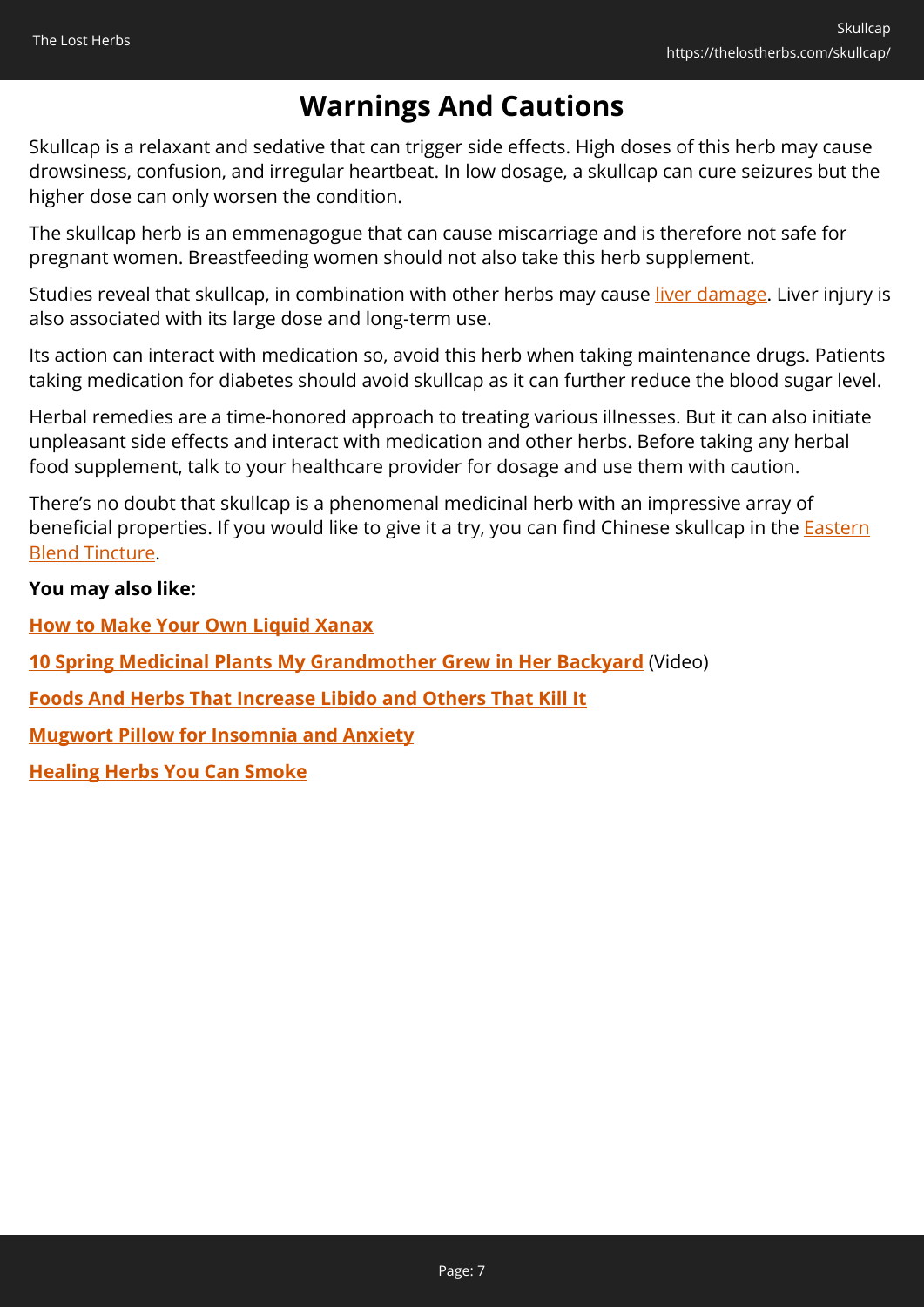## Warnings And Cautions

Skullcap is a relaxant and sedative that can trigger side effects. High doses of this herb may cause drowsiness, confusion, and irregular heartbeat. In low dosage, a skullcap can cure seizures but the higher dose can only worsen the condition.

The skullcap herb is an emmenagogue that can cause miscarriage and is therefore not safe for pregnant women. Breastfeeding women should not also take this herb supplement.

Studies reveal that skullcap, in combination with other herbs may cause liver damage. Liver injury is also associated with its large dose and long-term use.

Its action can interact with medication so, avoid this herb when taking maintenance drugs. Patients taking medication for diabetes should avoid skullcap as it can further reduce the blood sugar level.

Herbal remedies are a time-honored approach to treating various illnesses. But it can also initiate unpleasant side effects and interact with medication and other herbs. Before taking any herbal food supplement, talk to your healthcare provider for dosage and use them with caution.

There's no doubt that skullcap is a phenomenal medicinal herb with an impressive array of beneficial properties. If you would like to give it a try, you can find Chinese skullcap in the Eastern Blend Tincture.

**You may also like:**

**How to Make Your Own Liquid Xanax**

**10 Spring Medicinal Plants My Grandmother Grew in Her Backyard** (Video)

**Foods And Herbs That Increase Libido and Others That Kill It**

**Mugwort Pillow for Insomnia and Anxiety**

**Healing Herbs You Can Smoke**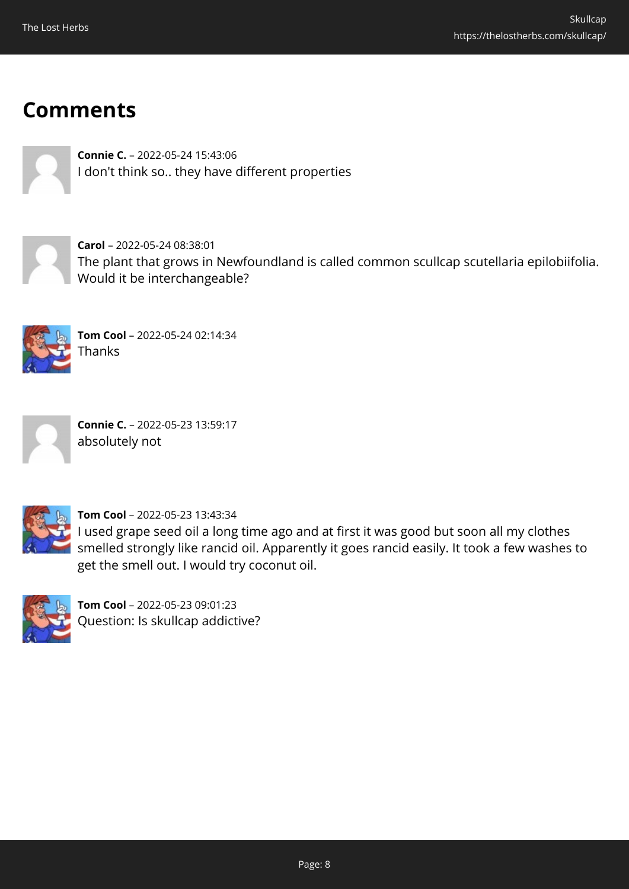## Comments

**Connie C.** – 2022-05-24 15:43:06
I don't think so.. they have different properties

**Carol** – 2022-05-24 08:38:01
The plant that grows in Newfoundland is called common scullcap scutellaria epilobiifolia. Would it be interchangeable?

**Tom Cool** – 2022-05-24 02:14:34
Thanks

**Connie C.** – 2022-05-23 13:59:17
absolutely not

**Tom Cool** – 2022-05-23 13:43:34
I used grape seed oil a long time ago and at first it was good but soon all my clothes smelled strongly like rancid oil. Apparently it goes rancid easily. It took a few washes to get the smell out. I would try coconut oil.

**Tom Cool** – 2022-05-23 09:01:23
Question: Is skullcap addictive?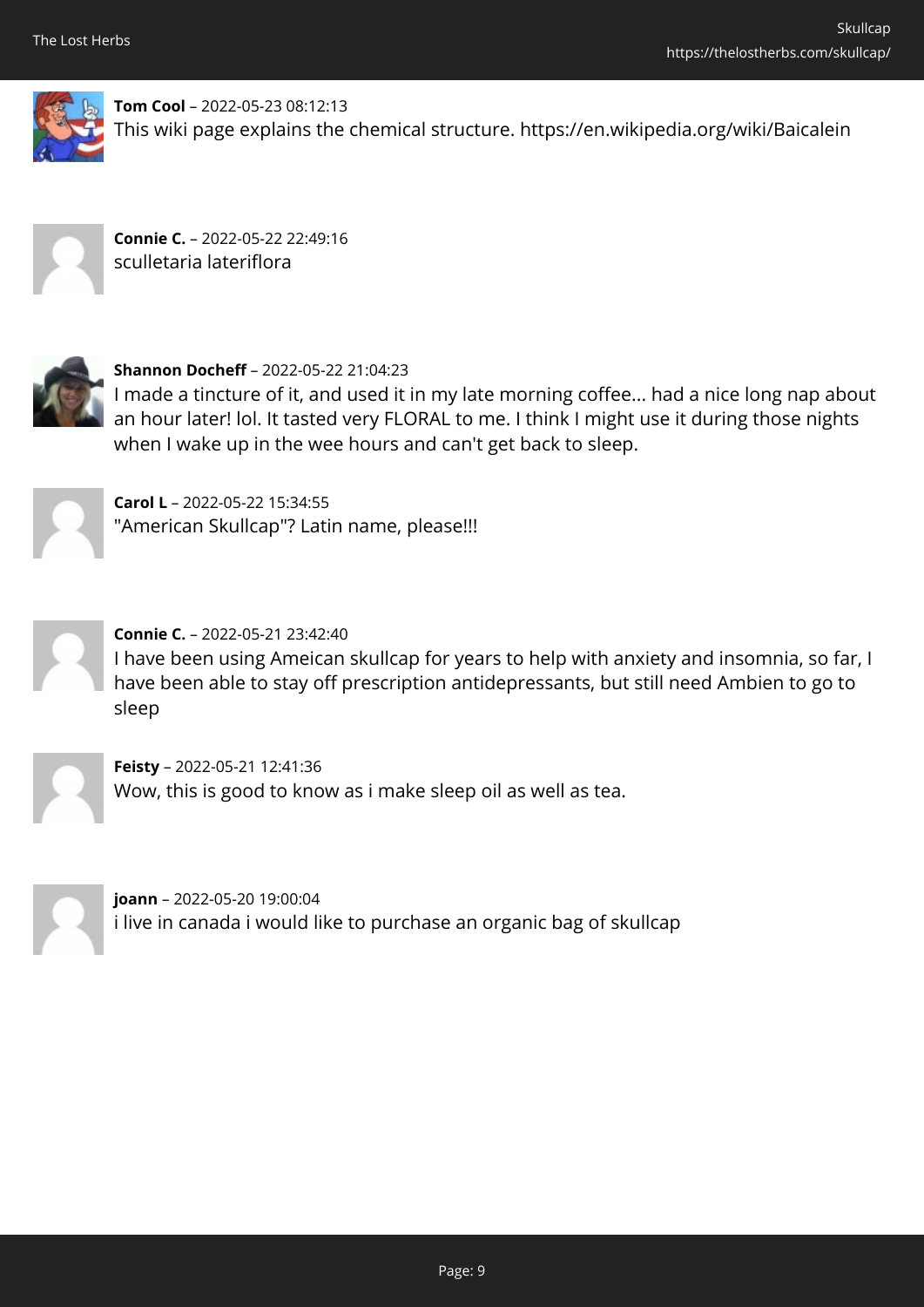**Tom Cool** – 2022-05-23 08:12:13
This wiki page explains the chemical structure. https://en.wikipedia.org/wiki/Baicalein

**Connie C.** – 2022-05-22 22:49:16
sculletaria lateriflora

**Shannon Docheff** – 2022-05-22 21:04:23
I made a tincture of it, and used it in my late morning coffee... had a nice long nap about an hour later! lol. It tasted very FLORAL to me. I think I might use it during those nights when I wake up in the wee hours and can't get back to sleep.

**Carol L** – 2022-05-22 15:34:55
"American Skullcap"? Latin name, please!!!

**Connie C.** – 2022-05-21 23:42:40
I have been using Ameican skullcap for years to help with anxiety and insomnia, so far, I have been able to stay off prescription antidepressants, but still need Ambien to go to sleep

**Feisty** – 2022-05-21 12:41:36
Wow, this is good to know as i make sleep oil as well as tea.

**joann** – 2022-05-20 19:00:04
i live in canada i would like to purchase an organic bag of skullcap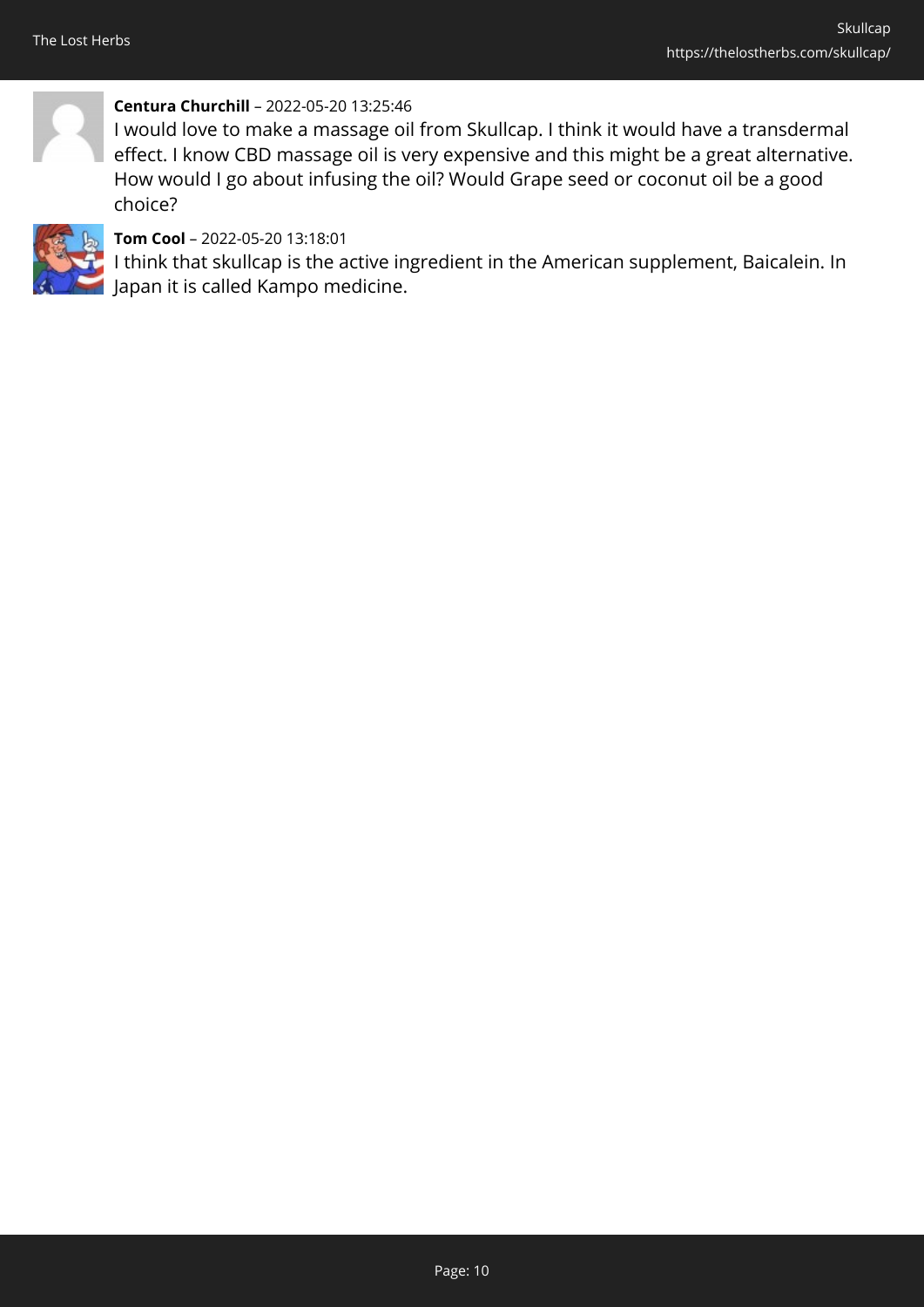**Centura Churchill** – 2022-05-20 13:25:46

I would love to make a massage oil from Skullcap. I think it would have a transdermal effect. I know CBD massage oil is very expensive and this might be a great alternative. How would I go about infusing the oil? Would Grape seed or coconut oil be a good choice?

**Tom Cool** – 2022-05-20 13:18:01

I think that skullcap is the active ingredient in the American supplement, Baicalein. In Japan it is called Kampo medicine.